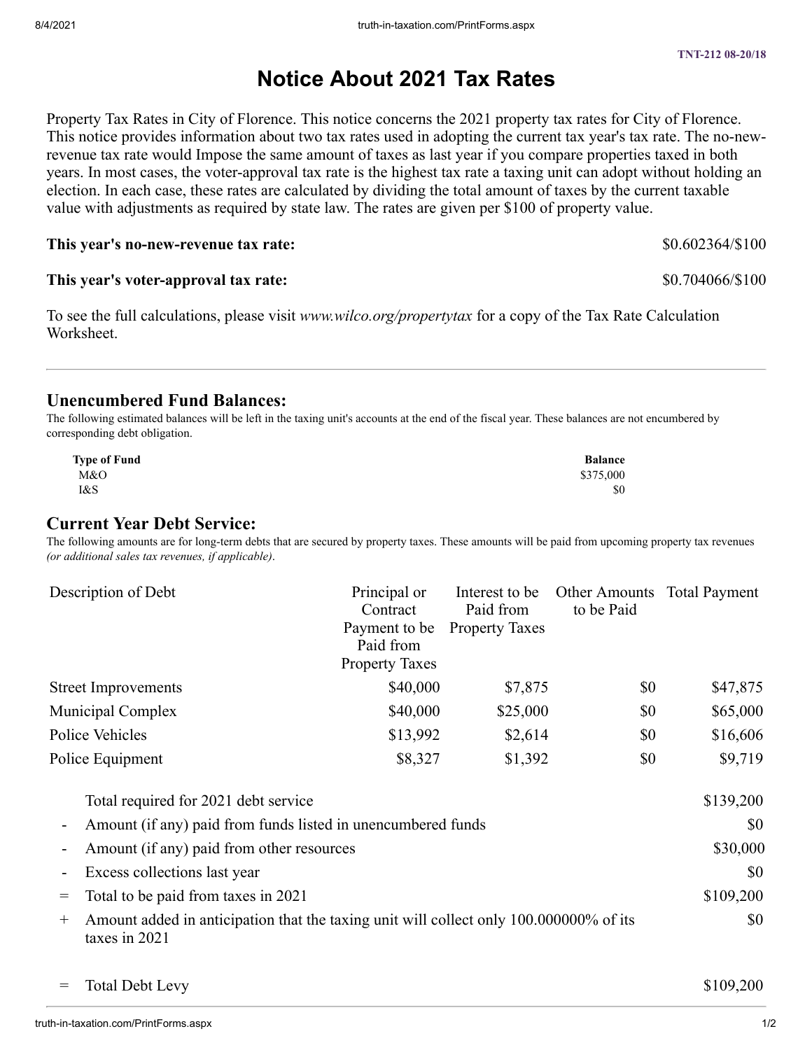TNT-212 08-20/18

# Notice About 2021 Tax Rates

Property Tax Rates in City of Florence. This notice concerns the 2021 property tax rates for City of Florence. This notice provides information about two tax rates used in adopting the current tax year's tax rate. The no-new-revenue tax rate would Impose the same amount of taxes as last year if you compare properties taxed in both years. In most cases, the voter-approval tax rate is the highest tax rate a taxing unit can adopt without holding an election. In each case, these rates are calculated by dividing the total amount of taxes by the current taxable value with adjustments as required by state law. The rates are given per $100 of property value.

| | |
|---|---|
| **This year's no-new-revenue tax rate:** | $0.602364/$100 |
| **This year's voter-approval tax rate:** | $0.704066/$100 |

To see the full calculations, please visit *www.wilco.org/propertytax* for a copy of the Tax Rate Calculation Worksheet.

---

## Unencumbered Fund Balances:

The following estimated balances will be left in the taxing unit's accounts at the end of the fiscal year. These balances are not encumbered by corresponding debt obligation.

| Type of Fund | Balance |
|---|---|
| M&O | $375,000 |
| I&S | $0 |

## Current Year Debt Service:

The following amounts are for long-term debts that are secured by property taxes. These amounts will be paid from upcoming property tax revenues *(or additional sales tax revenues, if applicable)*.

| Description of Debt | Principal or Contract Payment to be Paid from Property Taxes | Interest to be Paid from Property Taxes | Other Amounts to be Paid | Total Payment |
|---|---|---|---|---|
| Street Improvements | $40,000 | $7,875 | $0 | $47,875 |
| Municipal Complex | $40,000 | $25,000 | $0 | $65,000 |
| Police Vehicles | $13,992 | $2,614 | $0 | $16,606 |
| Police Equipment | $8,327 | $1,392 | $0 | $9,719 |

| | | |
|---|---|---|
| | Total required for 2021 debt service | $139,200 |
| - | Amount (if any) paid from funds listed in unencumbered funds | $0 |
| - | Amount (if any) paid from other resources | $30,000 |
| - | Excess collections last year | $0 |
| = | Total to be paid from taxes in 2021 | $109,200 |
| + | Amount added in anticipation that the taxing unit will collect only 100.000000% of its taxes in 2021 | $0 |
| = | Total Debt Levy | $109,200 |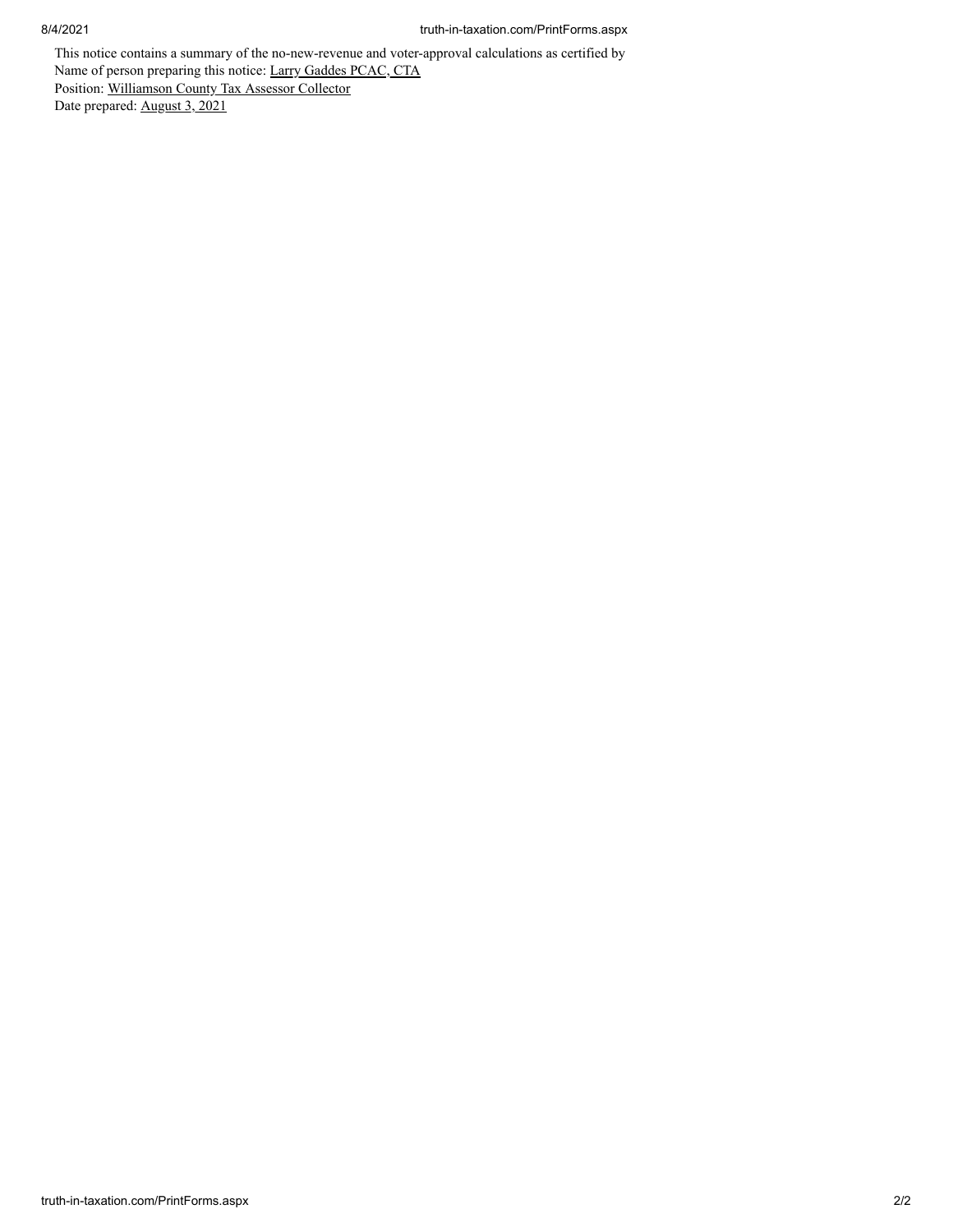This notice contains a summary of the no-new-revenue and voter-approval calculations as certified by
Name of person preparing this notice: Larry Gaddes PCAC, CTA
Position: Williamson County Tax Assessor Collector
Date prepared: August 3, 2021